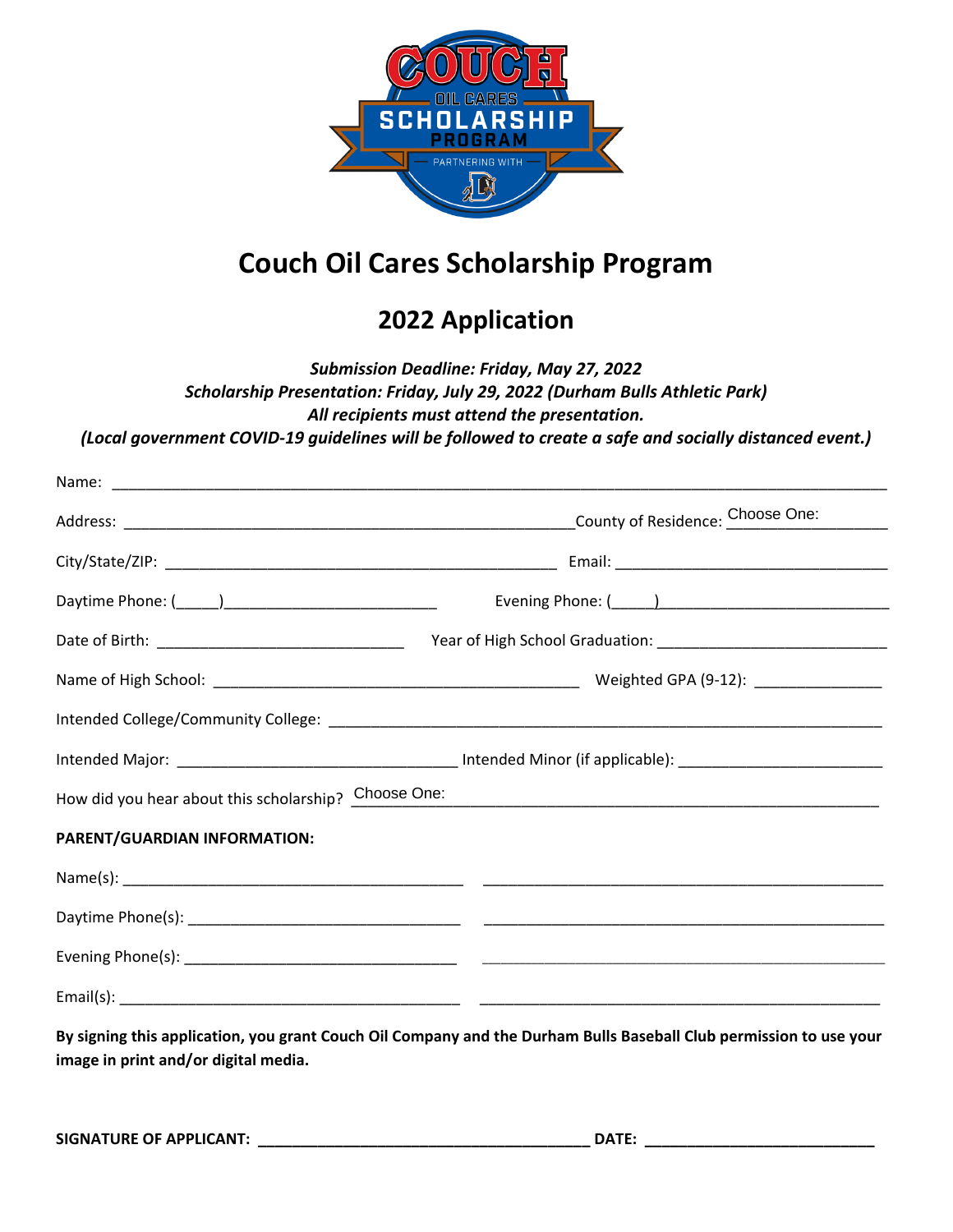# Couch Oil Cares Scholarship Program

## 2022 Application

***Submission Deadline: Friday, May 27, 2022***
***Scholarship Presentation: Friday, July 29, 2022 (Durham Bulls Athletic Park)***
***All recipients must attend the presentation.***
***(Local government COVID-19 guidelines will be followed to create a safe and socially distanced event.)***

Name: ________________________________________________________________________________

Address: ______________________________________________ County of Residence: Choose One: ______________

City/State/ZIP: ________________________________________ Email: ____________________________

Daytime Phone: (_____)________________________ Evening Phone: (_____)_________________________

Date of Birth: ___________________________ Year of High School Graduation: _________________________

Name of High School: ________________________________________ Weighted GPA (9-12): ______________

Intended College/Community College: ____________________________________________________________

Intended Major: ______________________________ Intended Minor (if applicable): ______________________

How did you hear about this scholarship? Choose One: _______________________________________________

**PARENT/GUARDIAN INFORMATION:**

Name(s): ______________________________________ ____________________________________________

Daytime Phone(s): ______________________________ ____________________________________________

Evening Phone(s): ______________________________ ____________________________________________

Email(s): ______________________________________ ____________________________________________

**By signing this application, you grant Couch Oil Company and the Durham Bulls Baseball Club permission to use your image in print and/or digital media.**

**SIGNATURE OF APPLICANT: _____________________________________ DATE: _________________________**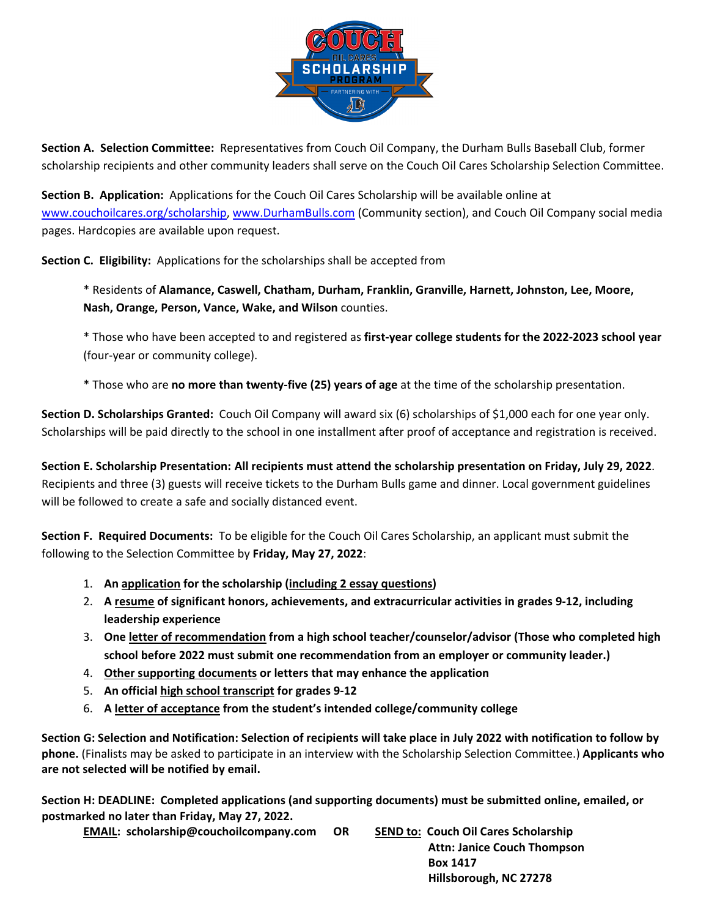**Section A. Selection Committee:** Representatives from Couch Oil Company, the Durham Bulls Baseball Club, former scholarship recipients and other community leaders shall serve on the Couch Oil Cares Scholarship Selection Committee.

**Section B. Application:** Applications for the Couch Oil Cares Scholarship will be available online at www.couchoilcares.org/scholarship, www.DurhamBulls.com (Community section), and Couch Oil Company social media pages. Hardcopies are available upon request.

**Section C. Eligibility:** Applications for the scholarships shall be accepted from

* Residents of **Alamance, Caswell, Chatham, Durham, Franklin, Granville, Harnett, Johnston, Lee, Moore, Nash, Orange, Person, Vance, Wake, and Wilson** counties.

* Those who have been accepted to and registered as **first-year college students for the 2022-2023 school year** (four-year or community college).

* Those who are **no more than twenty-five (25) years of age** at the time of the scholarship presentation.

**Section D. Scholarships Granted:** Couch Oil Company will award six (6) scholarships of $1,000 each for one year only. Scholarships will be paid directly to the school in one installment after proof of acceptance and registration is received.

**Section E. Scholarship Presentation: All recipients must attend the scholarship presentation on Friday, July 29, 2022**. Recipients and three (3) guests will receive tickets to the Durham Bulls game and dinner. Local government guidelines will be followed to create a safe and socially distanced event.

**Section F. Required Documents:** To be eligible for the Couch Oil Cares Scholarship, an applicant must submit the following to the Selection Committee by **Friday, May 27, 2022**:

1. **An application for the scholarship (including 2 essay questions)**
2. **A resume of significant honors, achievements, and extracurricular activities in grades 9-12, including leadership experience**
3. **One letter of recommendation from a high school teacher/counselor/advisor (Those who completed high school before 2022 must submit one recommendation from an employer or community leader.)**
4. **Other supporting documents or letters that may enhance the application**
5. **An official high school transcript for grades 9-12**
6. **A letter of acceptance from the student's intended college/community college**

**Section G: Selection and Notification: Selection of recipients will take place in July 2022 with notification to follow by phone.** (Finalists may be asked to participate in an interview with the Scholarship Selection Committee.) **Applicants who are not selected will be notified by email.**

**Section H: DEADLINE: Completed applications (and supporting documents) must be submitted online, emailed, or postmarked no later than Friday, May 27, 2022.**

**EMAIL: scholarship@couchoilcompany.com** **OR** **SEND to: Couch Oil Cares Scholarship**
**Attn: Janice Couch Thompson**
**Box 1417**
**Hillsborough, NC 27278**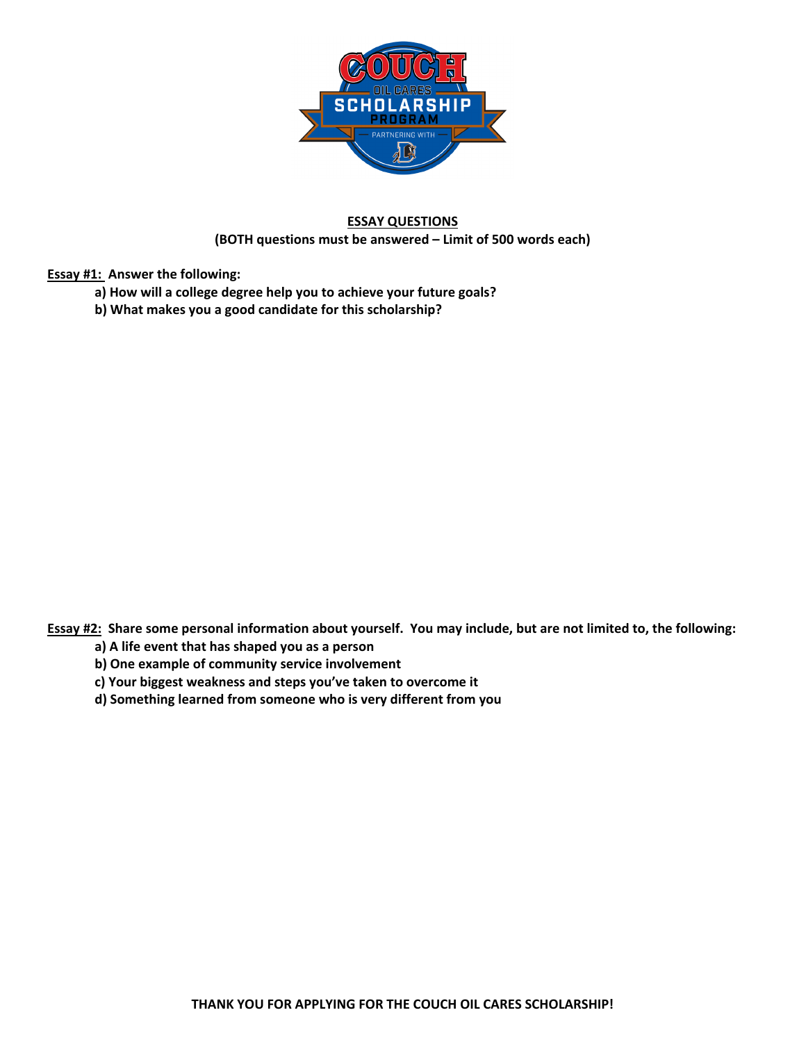## ESSAY QUESTIONS

**(BOTH questions must be answered – Limit of 500 words each)**

**Essay #1: Answer the following:**

- **a) How will a college degree help you to achieve your future goals?**
- **b) What makes you a good candidate for this scholarship?**

**Essay #2: Share some personal information about yourself. You may include, but are not limited to, the following:**

- **a) A life event that has shaped you as a person**
- **b) One example of community service involvement**
- **c) Your biggest weakness and steps you've taken to overcome it**
- **d) Something learned from someone who is very different from you**

**THANK YOU FOR APPLYING FOR THE COUCH OIL CARES SCHOLARSHIP!**